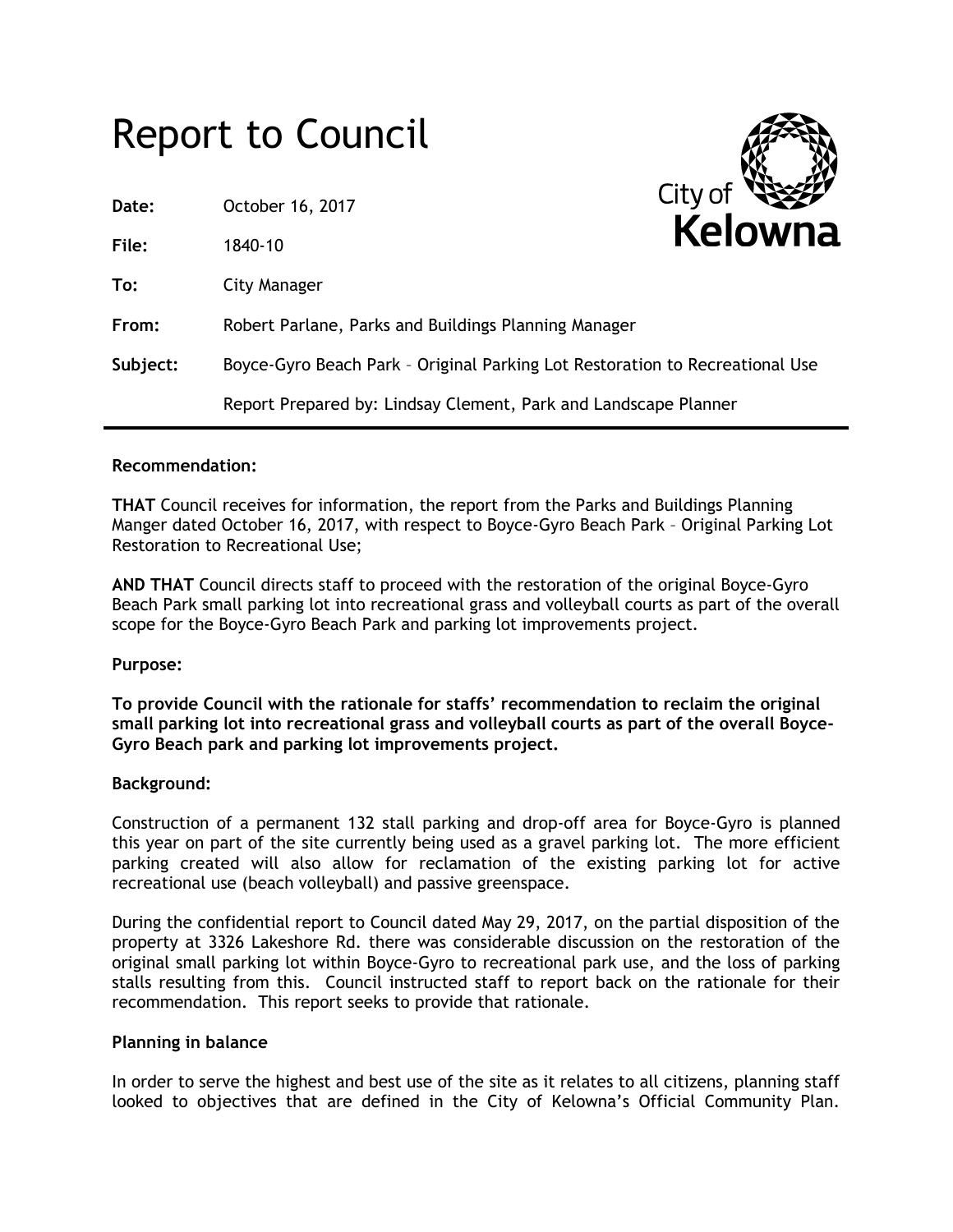# Report to Council

**Date:** October 16, 2017

**File:** 1840-10

**To:** City Manager

**From:** Robert Parlane, Parks and Buildings Planning Manager

**Subject:** Boyce-Gyro Beach Park – Original Parking Lot Restoration to Recreational Use

Report Prepared by: Lindsay Clement, Park and Landscape Planner

---

**Recommendation:**

**THAT** Council receives for information, the report from the Parks and Buildings Planning Manger dated October 16, 2017, with respect to Boyce-Gyro Beach Park – Original Parking Lot Restoration to Recreational Use;

**AND THAT** Council directs staff to proceed with the restoration of the original Boyce-Gyro Beach Park small parking lot into recreational grass and volleyball courts as part of the overall scope for the Boyce-Gyro Beach Park and parking lot improvements project.

**Purpose:**

**To provide Council with the rationale for staffs' recommendation to reclaim the original small parking lot into recreational grass and volleyball courts as part of the overall Boyce-Gyro Beach park and parking lot improvements project.**

**Background:**

Construction of a permanent 132 stall parking and drop-off area for Boyce-Gyro is planned this year on part of the site currently being used as a gravel parking lot. The more efficient parking created will also allow for reclamation of the existing parking lot for active recreational use (beach volleyball) and passive greenspace.

During the confidential report to Council dated May 29, 2017, on the partial disposition of the property at 3326 Lakeshore Rd. there was considerable discussion on the restoration of the original small parking lot within Boyce-Gyro to recreational park use, and the loss of parking stalls resulting from this. Council instructed staff to report back on the rationale for their recommendation. This report seeks to provide that rationale.

**Planning in balance**

In order to serve the highest and best use of the site as it relates to all citizens, planning staff looked to objectives that are defined in the City of Kelowna's Official Community Plan.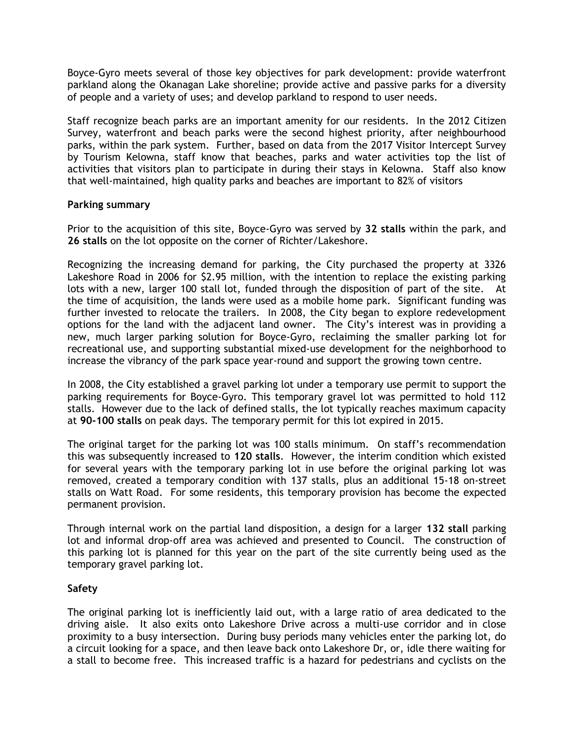Boyce-Gyro meets several of those key objectives for park development: provide waterfront parkland along the Okanagan Lake shoreline; provide active and passive parks for a diversity of people and a variety of uses; and develop parkland to respond to user needs.

Staff recognize beach parks are an important amenity for our residents. In the 2012 Citizen Survey, waterfront and beach parks were the second highest priority, after neighbourhood parks, within the park system. Further, based on data from the 2017 Visitor Intercept Survey by Tourism Kelowna, staff know that beaches, parks and water activities top the list of activities that visitors plan to participate in during their stays in Kelowna. Staff also know that well-maintained, high quality parks and beaches are important to 82% of visitors

**Parking summary**

Prior to the acquisition of this site, Boyce-Gyro was served by **32 stalls** within the park, and **26 stalls** on the lot opposite on the corner of Richter/Lakeshore.

Recognizing the increasing demand for parking, the City purchased the property at 3326 Lakeshore Road in 2006 for $2.95 million, with the intention to replace the existing parking lots with a new, larger 100 stall lot, funded through the disposition of part of the site. At the time of acquisition, the lands were used as a mobile home park. Significant funding was further invested to relocate the trailers. In 2008, the City began to explore redevelopment options for the land with the adjacent land owner. The City's interest was in providing a new, much larger parking solution for Boyce-Gyro, reclaiming the smaller parking lot for recreational use, and supporting substantial mixed-use development for the neighborhood to increase the vibrancy of the park space year-round and support the growing town centre.

In 2008, the City established a gravel parking lot under a temporary use permit to support the parking requirements for Boyce-Gyro. This temporary gravel lot was permitted to hold 112 stalls. However due to the lack of defined stalls, the lot typically reaches maximum capacity at **90-100 stalls** on peak days. The temporary permit for this lot expired in 2015.

The original target for the parking lot was 100 stalls minimum. On staff's recommendation this was subsequently increased to **120 stalls**. However, the interim condition which existed for several years with the temporary parking lot in use before the original parking lot was removed, created a temporary condition with 137 stalls, plus an additional 15-18 on-street stalls on Watt Road. For some residents, this temporary provision has become the expected permanent provision.

Through internal work on the partial land disposition, a design for a larger **132 stall** parking lot and informal drop-off area was achieved and presented to Council. The construction of this parking lot is planned for this year on the part of the site currently being used as the temporary gravel parking lot.

**Safety**

The original parking lot is inefficiently laid out, with a large ratio of area dedicated to the driving aisle. It also exits onto Lakeshore Drive across a multi-use corridor and in close proximity to a busy intersection. During busy periods many vehicles enter the parking lot, do a circuit looking for a space, and then leave back onto Lakeshore Dr, or, idle there waiting for a stall to become free. This increased traffic is a hazard for pedestrians and cyclists on the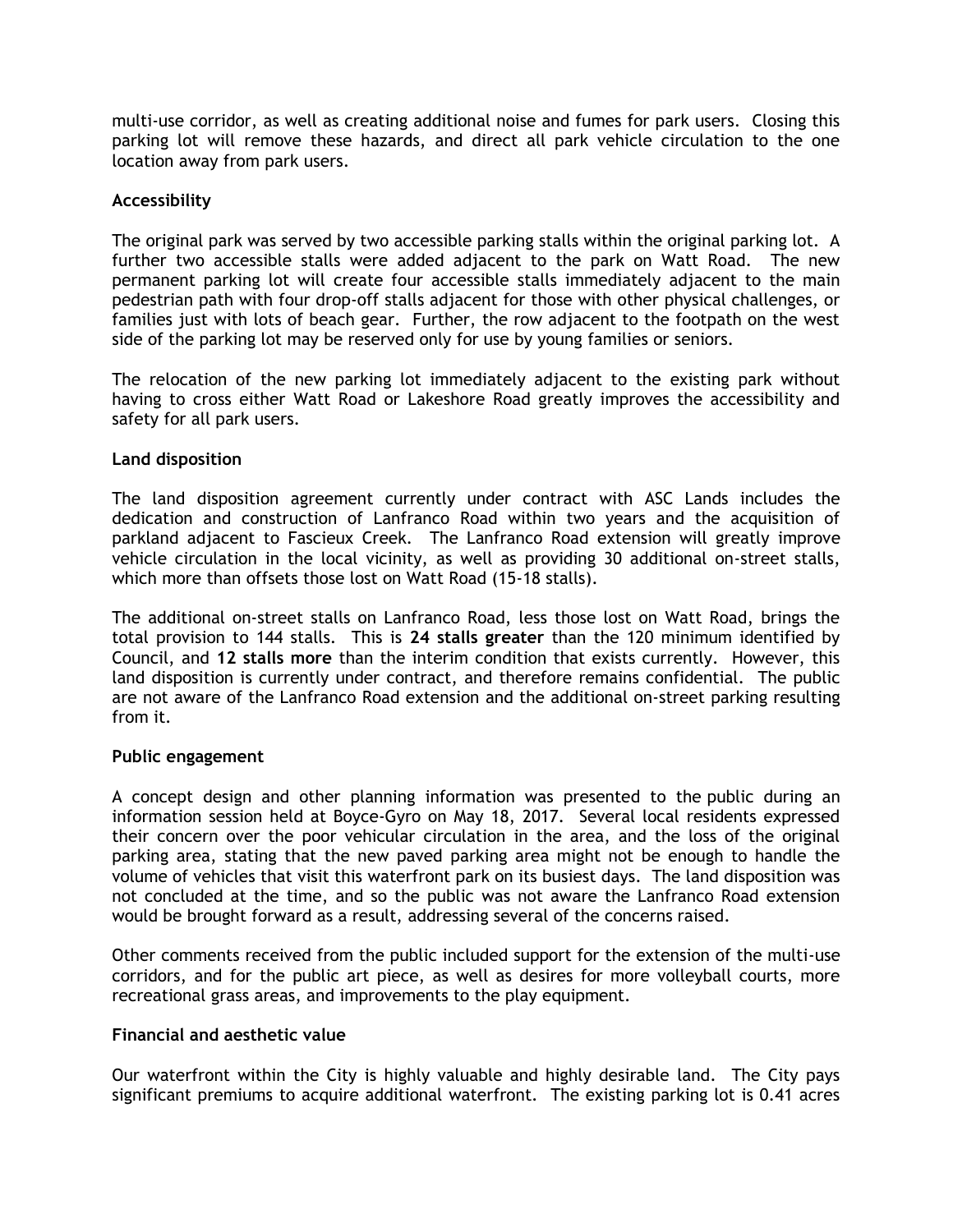multi-use corridor, as well as creating additional noise and fumes for park users. Closing this parking lot will remove these hazards, and direct all park vehicle circulation to the one location away from park users.

**Accessibility**

The original park was served by two accessible parking stalls within the original parking lot. A further two accessible stalls were added adjacent to the park on Watt Road. The new permanent parking lot will create four accessible stalls immediately adjacent to the main pedestrian path with four drop-off stalls adjacent for those with other physical challenges, or families just with lots of beach gear. Further, the row adjacent to the footpath on the west side of the parking lot may be reserved only for use by young families or seniors.

The relocation of the new parking lot immediately adjacent to the existing park without having to cross either Watt Road or Lakeshore Road greatly improves the accessibility and safety for all park users.

**Land disposition**

The land disposition agreement currently under contract with ASC Lands includes the dedication and construction of Lanfranco Road within two years and the acquisition of parkland adjacent to Fascieux Creek. The Lanfranco Road extension will greatly improve vehicle circulation in the local vicinity, as well as providing 30 additional on-street stalls, which more than offsets those lost on Watt Road (15-18 stalls).

The additional on-street stalls on Lanfranco Road, less those lost on Watt Road, brings the total provision to 144 stalls. This is **24 stalls greater** than the 120 minimum identified by Council, and **12 stalls more** than the interim condition that exists currently. However, this land disposition is currently under contract, and therefore remains confidential. The public are not aware of the Lanfranco Road extension and the additional on-street parking resulting from it.

**Public engagement**

A concept design and other planning information was presented to the public during an information session held at Boyce-Gyro on May 18, 2017. Several local residents expressed their concern over the poor vehicular circulation in the area, and the loss of the original parking area, stating that the new paved parking area might not be enough to handle the volume of vehicles that visit this waterfront park on its busiest days. The land disposition was not concluded at the time, and so the public was not aware the Lanfranco Road extension would be brought forward as a result, addressing several of the concerns raised.

Other comments received from the public included support for the extension of the multi-use corridors, and for the public art piece, as well as desires for more volleyball courts, more recreational grass areas, and improvements to the play equipment.

**Financial and aesthetic value**

Our waterfront within the City is highly valuable and highly desirable land. The City pays significant premiums to acquire additional waterfront. The existing parking lot is 0.41 acres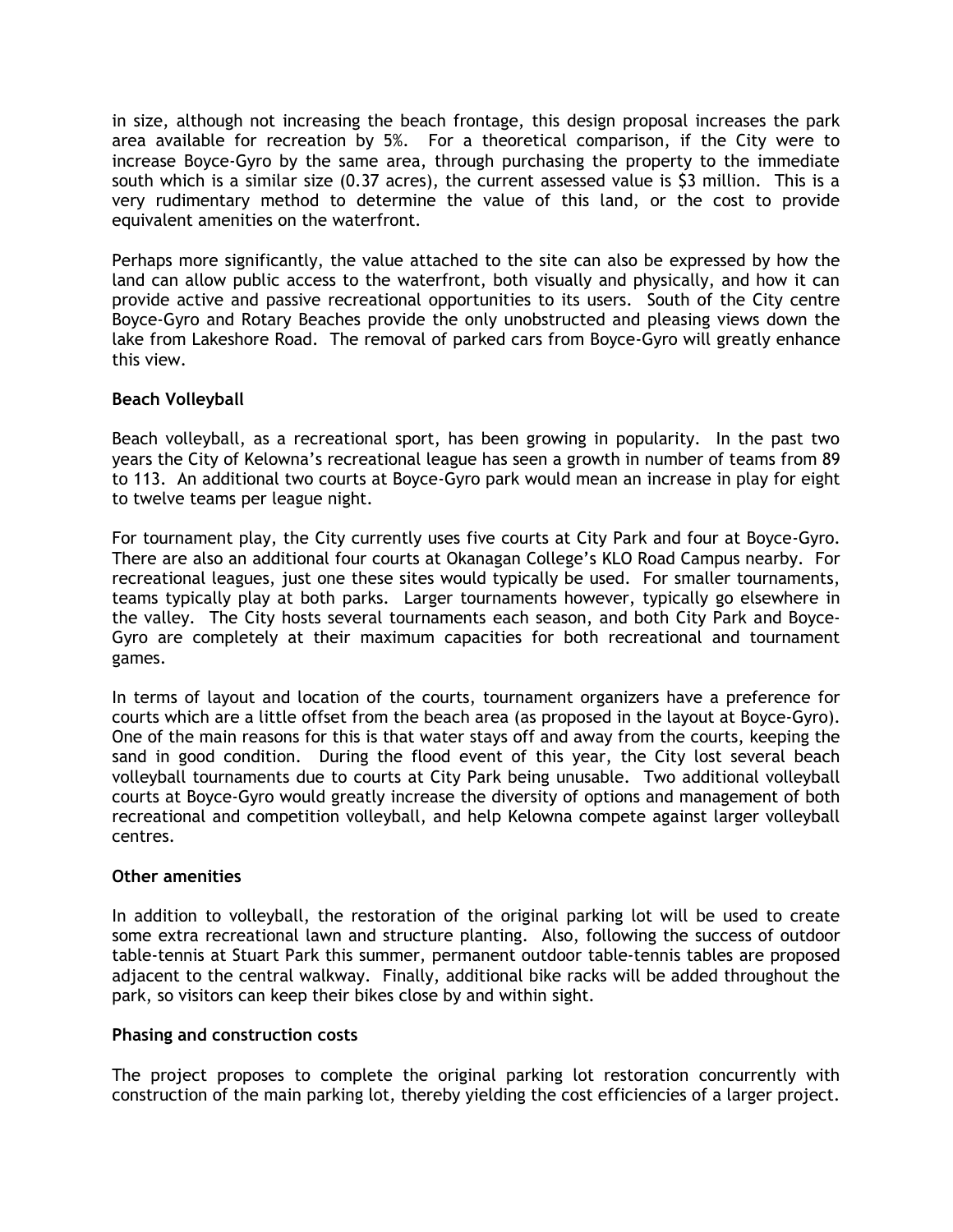in size, although not increasing the beach frontage, this design proposal increases the park area available for recreation by 5%. For a theoretical comparison, if the City were to increase Boyce-Gyro by the same area, through purchasing the property to the immediate south which is a similar size (0.37 acres), the current assessed value is $3 million. This is a very rudimentary method to determine the value of this land, or the cost to provide equivalent amenities on the waterfront.

Perhaps more significantly, the value attached to the site can also be expressed by how the land can allow public access to the waterfront, both visually and physically, and how it can provide active and passive recreational opportunities to its users. South of the City centre Boyce-Gyro and Rotary Beaches provide the only unobstructed and pleasing views down the lake from Lakeshore Road. The removal of parked cars from Boyce-Gyro will greatly enhance this view.

**Beach Volleyball**

Beach volleyball, as a recreational sport, has been growing in popularity. In the past two years the City of Kelowna's recreational league has seen a growth in number of teams from 89 to 113. An additional two courts at Boyce-Gyro park would mean an increase in play for eight to twelve teams per league night.

For tournament play, the City currently uses five courts at City Park and four at Boyce-Gyro. There are also an additional four courts at Okanagan College's KLO Road Campus nearby. For recreational leagues, just one these sites would typically be used. For smaller tournaments, teams typically play at both parks. Larger tournaments however, typically go elsewhere in the valley. The City hosts several tournaments each season, and both City Park and Boyce-Gyro are completely at their maximum capacities for both recreational and tournament games.

In terms of layout and location of the courts, tournament organizers have a preference for courts which are a little offset from the beach area (as proposed in the layout at Boyce-Gyro). One of the main reasons for this is that water stays off and away from the courts, keeping the sand in good condition. During the flood event of this year, the City lost several beach volleyball tournaments due to courts at City Park being unusable. Two additional volleyball courts at Boyce-Gyro would greatly increase the diversity of options and management of both recreational and competition volleyball, and help Kelowna compete against larger volleyball centres.

**Other amenities**

In addition to volleyball, the restoration of the original parking lot will be used to create some extra recreational lawn and structure planting. Also, following the success of outdoor table-tennis at Stuart Park this summer, permanent outdoor table-tennis tables are proposed adjacent to the central walkway. Finally, additional bike racks will be added throughout the park, so visitors can keep their bikes close by and within sight.

**Phasing and construction costs**

The project proposes to complete the original parking lot restoration concurrently with construction of the main parking lot, thereby yielding the cost efficiencies of a larger project.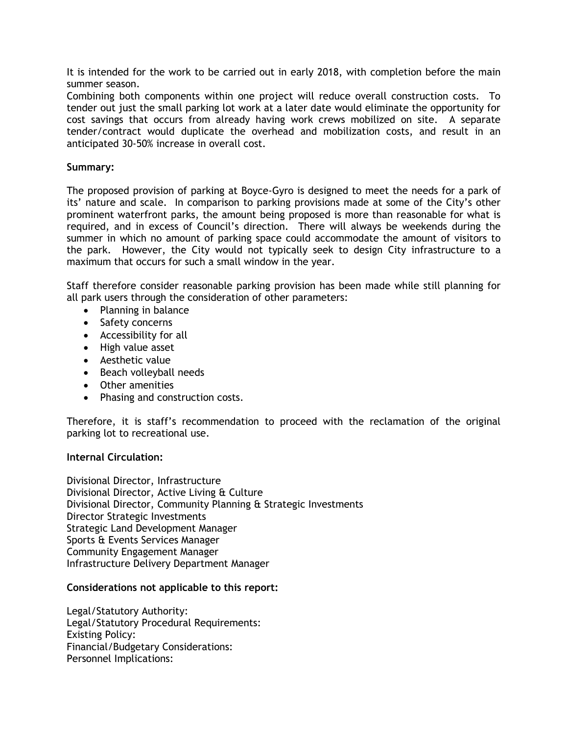It is intended for the work to be carried out in early 2018, with completion before the main summer season.
Combining both components within one project will reduce overall construction costs. To tender out just the small parking lot work at a later date would eliminate the opportunity for cost savings that occurs from already having work crews mobilized on site. A separate tender/contract would duplicate the overhead and mobilization costs, and result in an anticipated 30-50% increase in overall cost.

**Summary:**

The proposed provision of parking at Boyce-Gyro is designed to meet the needs for a park of its' nature and scale. In comparison to parking provisions made at some of the City's other prominent waterfront parks, the amount being proposed is more than reasonable for what is required, and in excess of Council's direction. There will always be weekends during the summer in which no amount of parking space could accommodate the amount of visitors to the park. However, the City would not typically seek to design City infrastructure to a maximum that occurs for such a small window in the year.

Staff therefore consider reasonable parking provision has been made while still planning for all park users through the consideration of other parameters:

- Planning in balance
- Safety concerns
- Accessibility for all
- High value asset
- Aesthetic value
- Beach volleyball needs
- Other amenities
- Phasing and construction costs.

Therefore, it is staff's recommendation to proceed with the reclamation of the original parking lot to recreational use.

**Internal Circulation:**

Divisional Director, Infrastructure
Divisional Director, Active Living & Culture
Divisional Director, Community Planning & Strategic Investments
Director Strategic Investments
Strategic Land Development Manager
Sports & Events Services Manager
Community Engagement Manager
Infrastructure Delivery Department Manager

**Considerations not applicable to this report:**

Legal/Statutory Authority:
Legal/Statutory Procedural Requirements:
Existing Policy:
Financial/Budgetary Considerations:
Personnel Implications: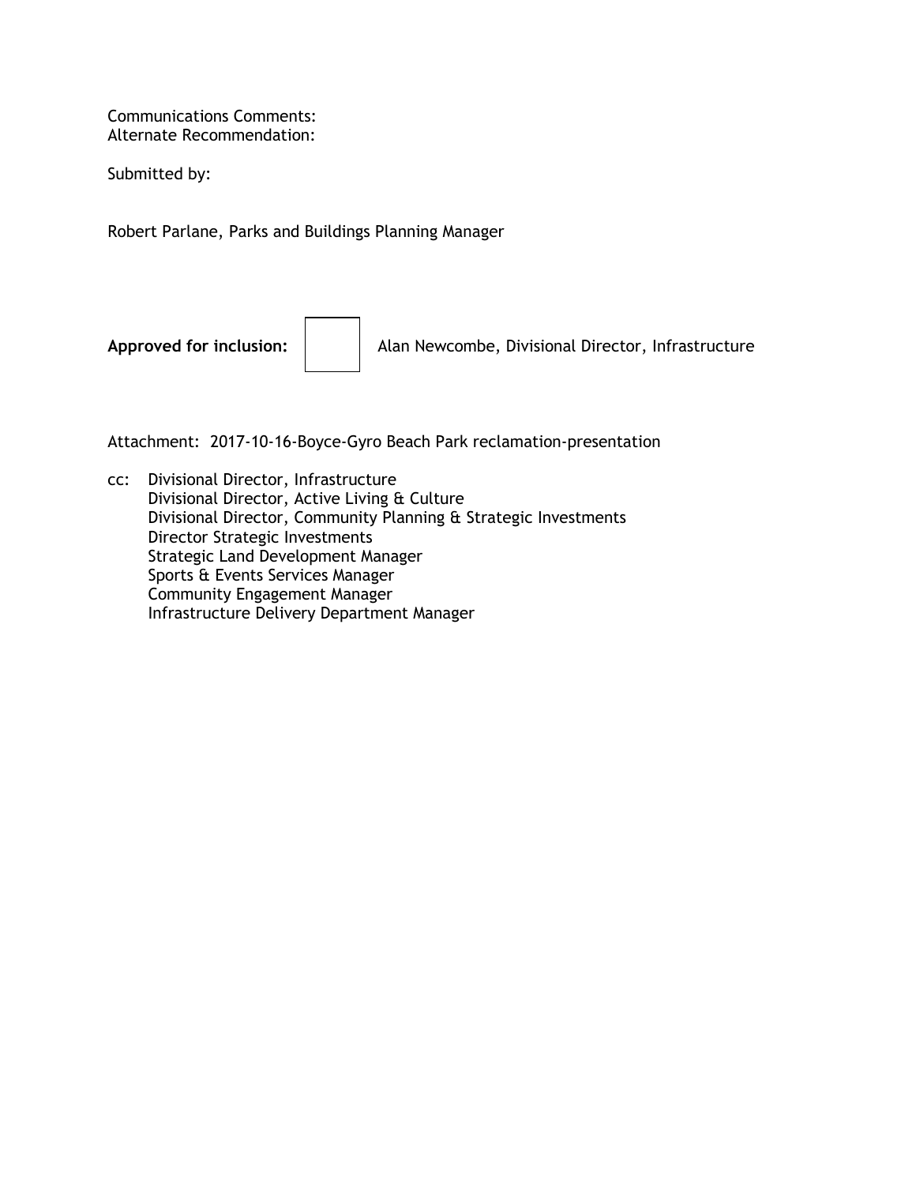Communications Comments:
Alternate Recommendation:

Submitted by:

Robert Parlane, Parks and Buildings Planning Manager

**Approved for inclusion:** Alan Newcombe, Divisional Director, Infrastructure

Attachment: 2017-10-16-Boyce-Gyro Beach Park reclamation-presentation

cc: Divisional Director, Infrastructure
Divisional Director, Active Living & Culture
Divisional Director, Community Planning & Strategic Investments
Director Strategic Investments
Strategic Land Development Manager
Sports & Events Services Manager
Community Engagement Manager
Infrastructure Delivery Department Manager